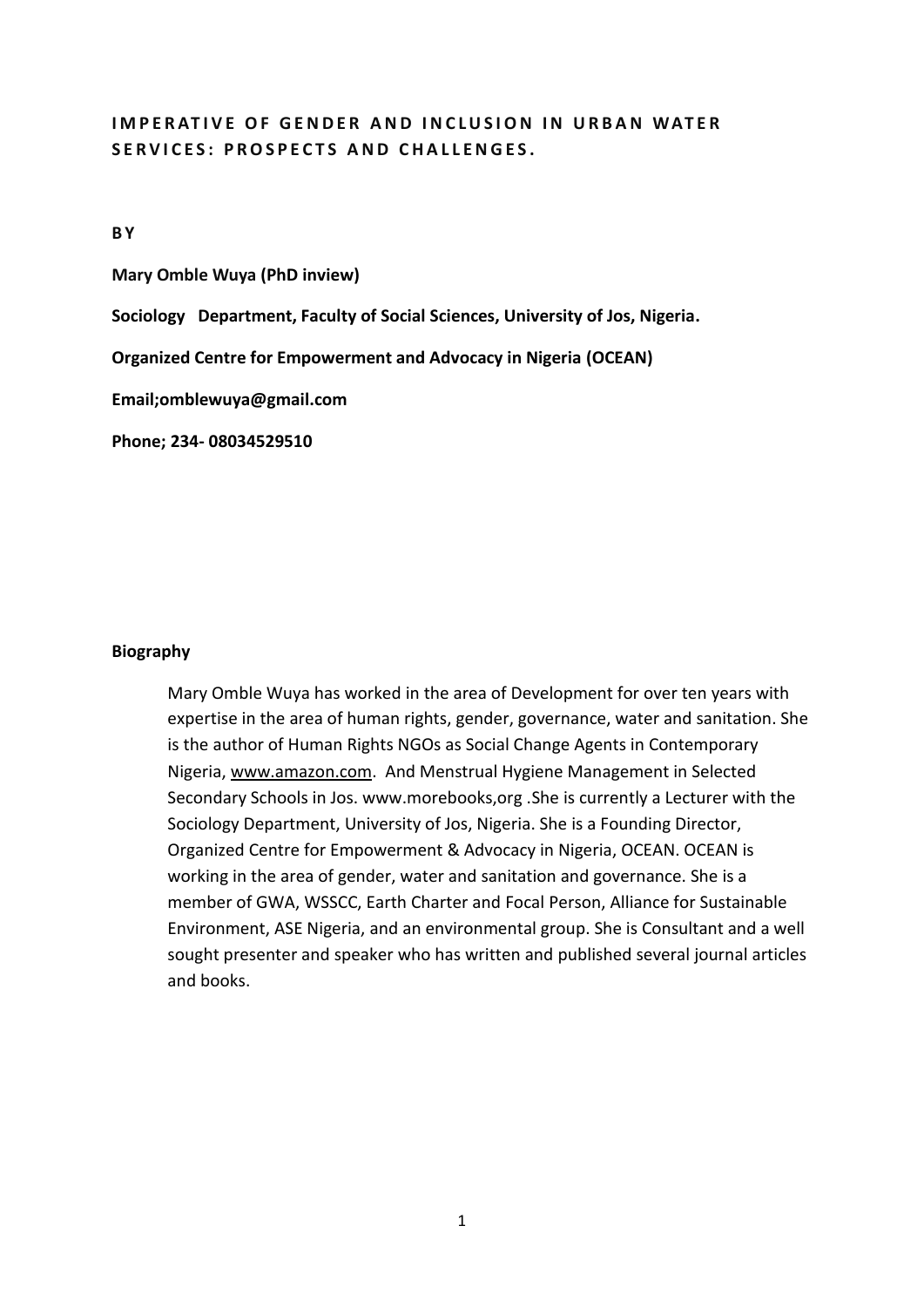# IMPERATIVE OF GENDER AND INCLUSION IN URBAN WATER SERVICES: PROSPECTS AND CHALLENGES.

**BY**

**Mary Omble Wuya (PhD inview)**

**Sociology Department, Faculty of Social Sciences, University of Jos, Nigeria.**

**Organized Centre for Empowerment and Advocacy in Nigeria (OCEAN)**

**Email;omblewuya@gmail.com**

**Phone; 234- 08034529510**

**Biography**

Mary Omble Wuya has worked in the area of Development for over ten years with expertise in the area of human rights, gender, governance, water and sanitation. She is the author of Human Rights NGOs as Social Change Agents in Contemporary Nigeria, www.amazon.com. And Menstrual Hygiene Management in Selected Secondary Schools in Jos. www.morebooks,org .She is currently a Lecturer with the Sociology Department, University of Jos, Nigeria. She is a Founding Director, Organized Centre for Empowerment & Advocacy in Nigeria, OCEAN. OCEAN is working in the area of gender, water and sanitation and governance. She is a member of GWA, WSSCC, Earth Charter and Focal Person, Alliance for Sustainable Environment, ASE Nigeria, and an environmental group. She is Consultant and a well sought presenter and speaker who has written and published several journal articles and books.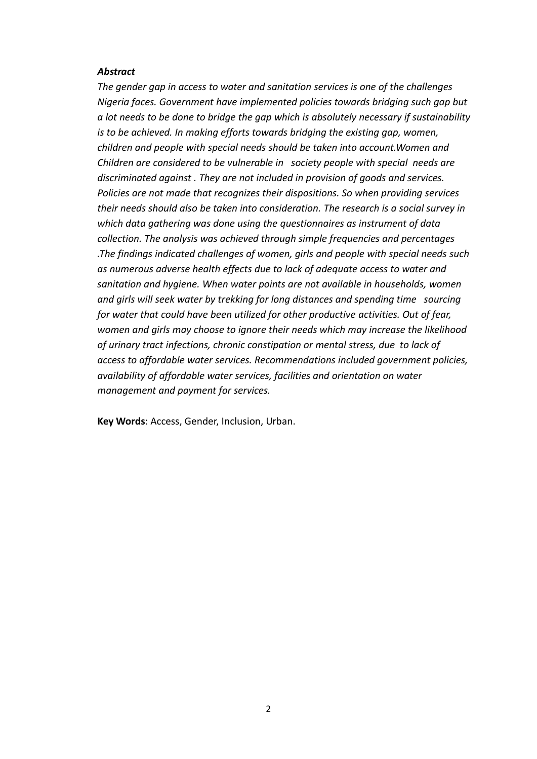***Abstract***

*The gender gap in access to water and sanitation services is one of the challenges Nigeria faces. Government have implemented policies towards bridging such gap but a lot needs to be done to bridge the gap which is absolutely necessary if sustainability is to be achieved. In making efforts towards bridging the existing gap, women, children and people with special needs should be taken into account.Women and Children are considered to be vulnerable in society people with special needs are discriminated against . They are not included in provision of goods and services. Policies are not made that recognizes their dispositions. So when providing services their needs should also be taken into consideration. The research is a social survey in which data gathering was done using the questionnaires as instrument of data collection. The analysis was achieved through simple frequencies and percentages .The findings indicated challenges of women, girls and people with special needs such as numerous adverse health effects due to lack of adequate access to water and sanitation and hygiene. When water points are not available in households, women and girls will seek water by trekking for long distances and spending time sourcing for water that could have been utilized for other productive activities. Out of fear, women and girls may choose to ignore their needs which may increase the likelihood of urinary tract infections, chronic constipation or mental stress, due to lack of access to affordable water services. Recommendations included government policies, availability of affordable water services, facilities and orientation on water management and payment for services.*

**Key Words**: Access, Gender, Inclusion, Urban.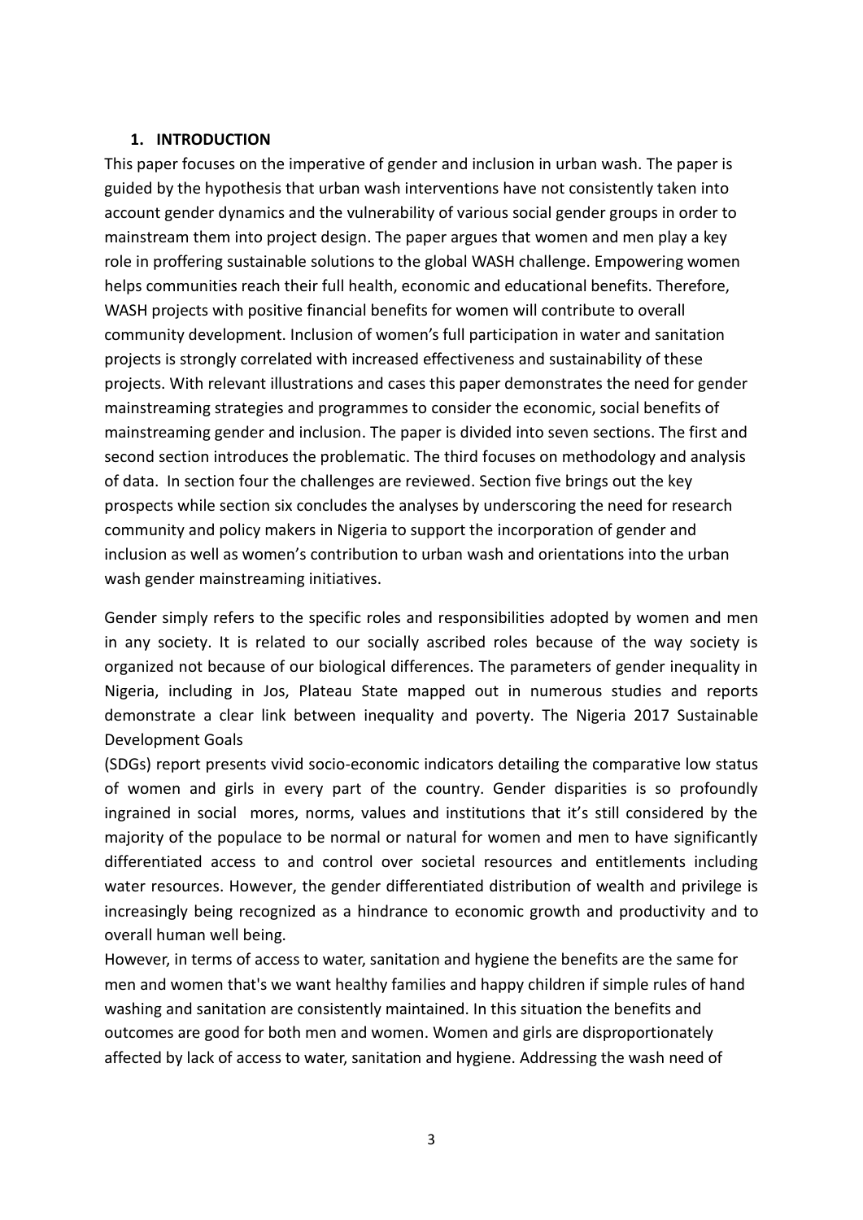## 1. INTRODUCTION

This paper focuses on the imperative of gender and inclusion in urban wash. The paper is guided by the hypothesis that urban wash interventions have not consistently taken into account gender dynamics and the vulnerability of various social gender groups in order to mainstream them into project design. The paper argues that women and men play a key role in proffering sustainable solutions to the global WASH challenge. Empowering women helps communities reach their full health, economic and educational benefits. Therefore, WASH projects with positive financial benefits for women will contribute to overall community development. Inclusion of women's full participation in water and sanitation projects is strongly correlated with increased effectiveness and sustainability of these projects. With relevant illustrations and cases this paper demonstrates the need for gender mainstreaming strategies and programmes to consider the economic, social benefits of mainstreaming gender and inclusion. The paper is divided into seven sections. The first and second section introduces the problematic. The third focuses on methodology and analysis of data. In section four the challenges are reviewed. Section five brings out the key prospects while section six concludes the analyses by underscoring the need for research community and policy makers in Nigeria to support the incorporation of gender and inclusion as well as women's contribution to urban wash and orientations into the urban wash gender mainstreaming initiatives.

Gender simply refers to the specific roles and responsibilities adopted by women and men in any society. It is related to our socially ascribed roles because of the way society is organized not because of our biological differences. The parameters of gender inequality in Nigeria, including in Jos, Plateau State mapped out in numerous studies and reports demonstrate a clear link between inequality and poverty. The Nigeria 2017 Sustainable Development Goals (SDGs) report presents vivid socio-economic indicators detailing the comparative low status of women and girls in every part of the country. Gender disparities is so profoundly ingrained in social mores, norms, values and institutions that it's still considered by the majority of the populace to be normal or natural for women and men to have significantly differentiated access to and control over societal resources and entitlements including water resources. However, the gender differentiated distribution of wealth and privilege is increasingly being recognized as a hindrance to economic growth and productivity and to overall human well being.

However, in terms of access to water, sanitation and hygiene the benefits are the same for men and women that's we want healthy families and happy children if simple rules of hand washing and sanitation are consistently maintained. In this situation the benefits and outcomes are good for both men and women. Women and girls are disproportionately affected by lack of access to water, sanitation and hygiene. Addressing the wash need of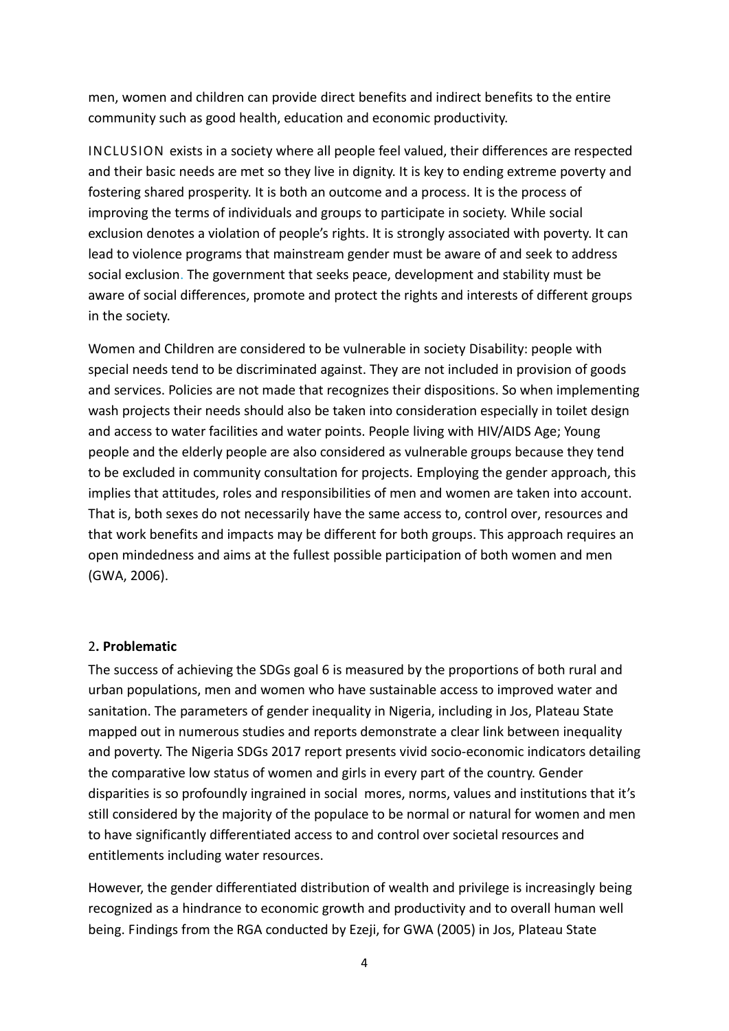men, women and children can provide direct benefits and indirect benefits to the entire community such as good health, education and economic productivity.

INCLUSION exists in a society where all people feel valued, their differences are respected and their basic needs are met so they live in dignity. It is key to ending extreme poverty and fostering shared prosperity. It is both an outcome and a process. It is the process of improving the terms of individuals and groups to participate in society. While social exclusion denotes a violation of people's rights. It is strongly associated with poverty. It can lead to violence programs that mainstream gender must be aware of and seek to address social exclusion. The government that seeks peace, development and stability must be aware of social differences, promote and protect the rights and interests of different groups in the society.

Women and Children are considered to be vulnerable in society Disability: people with special needs tend to be discriminated against. They are not included in provision of goods and services. Policies are not made that recognizes their dispositions. So when implementing wash projects their needs should also be taken into consideration especially in toilet design and access to water facilities and water points. People living with HIV/AIDS Age; Young people and the elderly people are also considered as vulnerable groups because they tend to be excluded in community consultation for projects. Employing the gender approach, this implies that attitudes, roles and responsibilities of men and women are taken into account. That is, both sexes do not necessarily have the same access to, control over, resources and that work benefits and impacts may be different for both groups. This approach requires an open mindedness and aims at the fullest possible participation of both women and men (GWA, 2006).

## 2. Problematic

The success of achieving the SDGs goal 6 is measured by the proportions of both rural and urban populations, men and women who have sustainable access to improved water and sanitation. The parameters of gender inequality in Nigeria, including in Jos, Plateau State mapped out in numerous studies and reports demonstrate a clear link between inequality and poverty. The Nigeria SDGs 2017 report presents vivid socio-economic indicators detailing the comparative low status of women and girls in every part of the country. Gender disparities is so profoundly ingrained in social mores, norms, values and institutions that it's still considered by the majority of the populace to be normal or natural for women and men to have significantly differentiated access to and control over societal resources and entitlements including water resources.

However, the gender differentiated distribution of wealth and privilege is increasingly being recognized as a hindrance to economic growth and productivity and to overall human well being. Findings from the RGA conducted by Ezeji, for GWA (2005) in Jos, Plateau State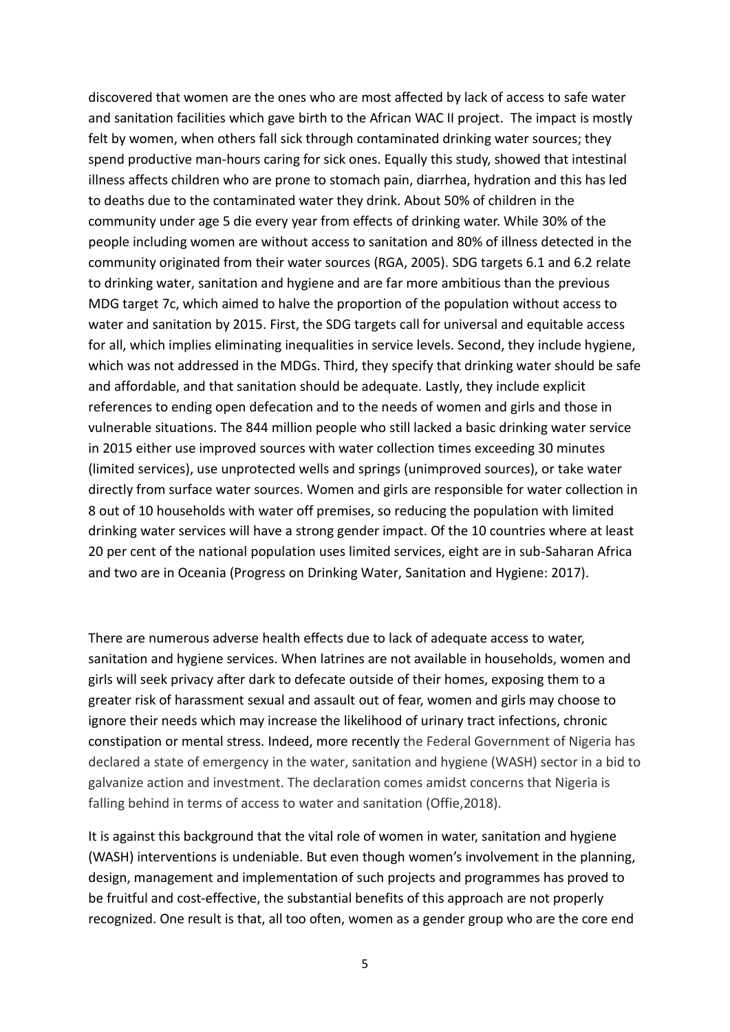discovered that women are the ones who are most affected by lack of access to safe water and sanitation facilities which gave birth to the African WAC II project. The impact is mostly felt by women, when others fall sick through contaminated drinking water sources; they spend productive man-hours caring for sick ones. Equally this study, showed that intestinal illness affects children who are prone to stomach pain, diarrhea, hydration and this has led to deaths due to the contaminated water they drink. About 50% of children in the community under age 5 die every year from effects of drinking water. While 30% of the people including women are without access to sanitation and 80% of illness detected in the community originated from their water sources (RGA, 2005). SDG targets 6.1 and 6.2 relate to drinking water, sanitation and hygiene and are far more ambitious than the previous MDG target 7c, which aimed to halve the proportion of the population without access to water and sanitation by 2015. First, the SDG targets call for universal and equitable access for all, which implies eliminating inequalities in service levels. Second, they include hygiene, which was not addressed in the MDGs. Third, they specify that drinking water should be safe and affordable, and that sanitation should be adequate. Lastly, they include explicit references to ending open defecation and to the needs of women and girls and those in vulnerable situations. The 844 million people who still lacked a basic drinking water service in 2015 either use improved sources with water collection times exceeding 30 minutes (limited services), use unprotected wells and springs (unimproved sources), or take water directly from surface water sources. Women and girls are responsible for water collection in 8 out of 10 households with water off premises, so reducing the population with limited drinking water services will have a strong gender impact. Of the 10 countries where at least 20 per cent of the national population uses limited services, eight are in sub-Saharan Africa and two are in Oceania (Progress on Drinking Water, Sanitation and Hygiene: 2017).

There are numerous adverse health effects due to lack of adequate access to water, sanitation and hygiene services. When latrines are not available in households, women and girls will seek privacy after dark to defecate outside of their homes, exposing them to a greater risk of harassment sexual and assault out of fear, women and girls may choose to ignore their needs which may increase the likelihood of urinary tract infections, chronic constipation or mental stress. Indeed, more recently the Federal Government of Nigeria has declared a state of emergency in the water, sanitation and hygiene (WASH) sector in a bid to galvanize action and investment. The declaration comes amidst concerns that Nigeria is falling behind in terms of access to water and sanitation (Offie,2018).

It is against this background that the vital role of women in water, sanitation and hygiene (WASH) interventions is undeniable. But even though women's involvement in the planning, design, management and implementation of such projects and programmes has proved to be fruitful and cost-effective, the substantial benefits of this approach are not properly recognized. One result is that, all too often, women as a gender group who are the core end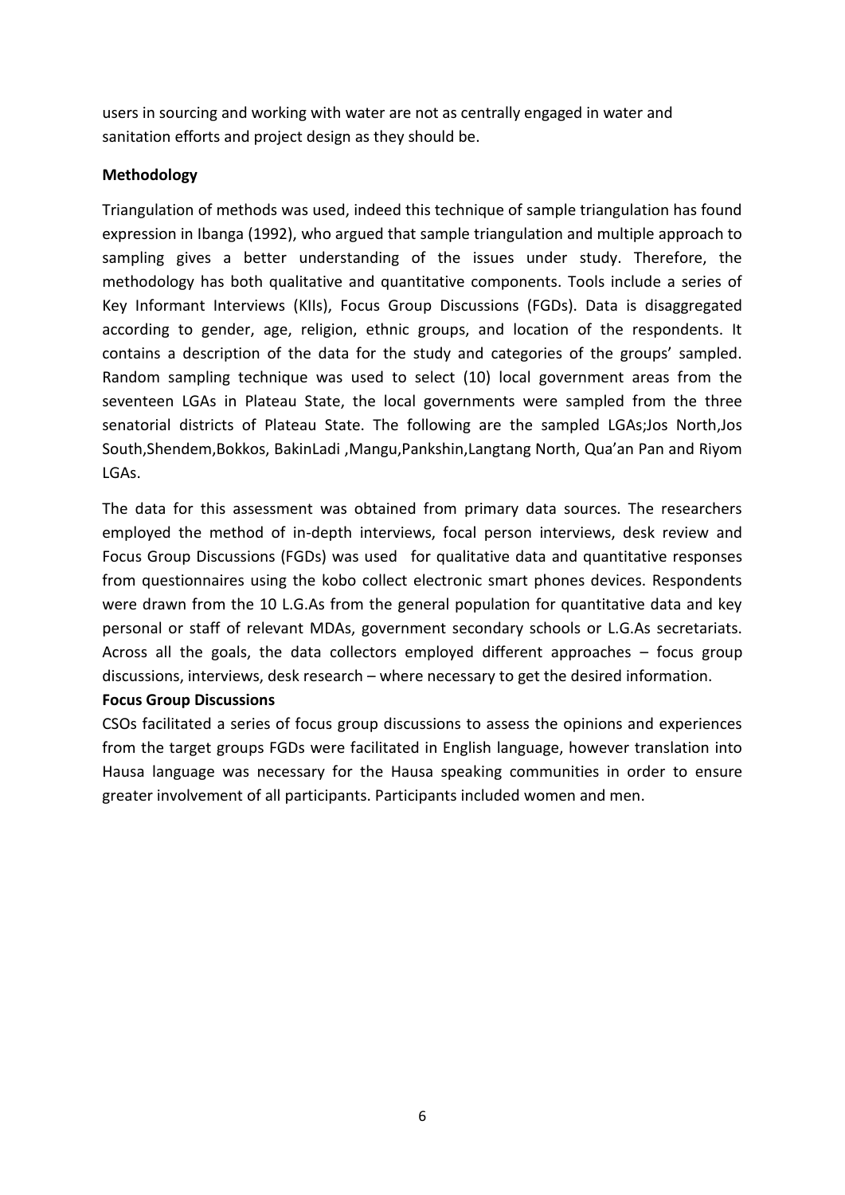users in sourcing and working with water are not as centrally engaged in water and sanitation efforts and project design as they should be.

**Methodology**

Triangulation of methods was used, indeed this technique of sample triangulation has found expression in Ibanga (1992), who argued that sample triangulation and multiple approach to sampling gives a better understanding of the issues under study. Therefore, the methodology has both qualitative and quantitative components. Tools include a series of Key Informant Interviews (KIIs), Focus Group Discussions (FGDs). Data is disaggregated according to gender, age, religion, ethnic groups, and location of the respondents. It contains a description of the data for the study and categories of the groups' sampled. Random sampling technique was used to select (10) local government areas from the seventeen LGAs in Plateau State, the local governments were sampled from the three senatorial districts of Plateau State. The following are the sampled LGAs;Jos North,Jos South,Shendem,Bokkos, BakinLadi ,Mangu,Pankshin,Langtang North, Qua'an Pan and Riyom LGAs.

The data for this assessment was obtained from primary data sources. The researchers employed the method of in-depth interviews, focal person interviews, desk review and Focus Group Discussions (FGDs) was used for qualitative data and quantitative responses from questionnaires using the kobo collect electronic smart phones devices. Respondents were drawn from the 10 L.G.As from the general population for quantitative data and key personal or staff of relevant MDAs, government secondary schools or L.G.As secretariats. Across all the goals, the data collectors employed different approaches – focus group discussions, interviews, desk research – where necessary to get the desired information.

**Focus Group Discussions**

CSOs facilitated a series of focus group discussions to assess the opinions and experiences from the target groups FGDs were facilitated in English language, however translation into Hausa language was necessary for the Hausa speaking communities in order to ensure greater involvement of all participants. Participants included women and men.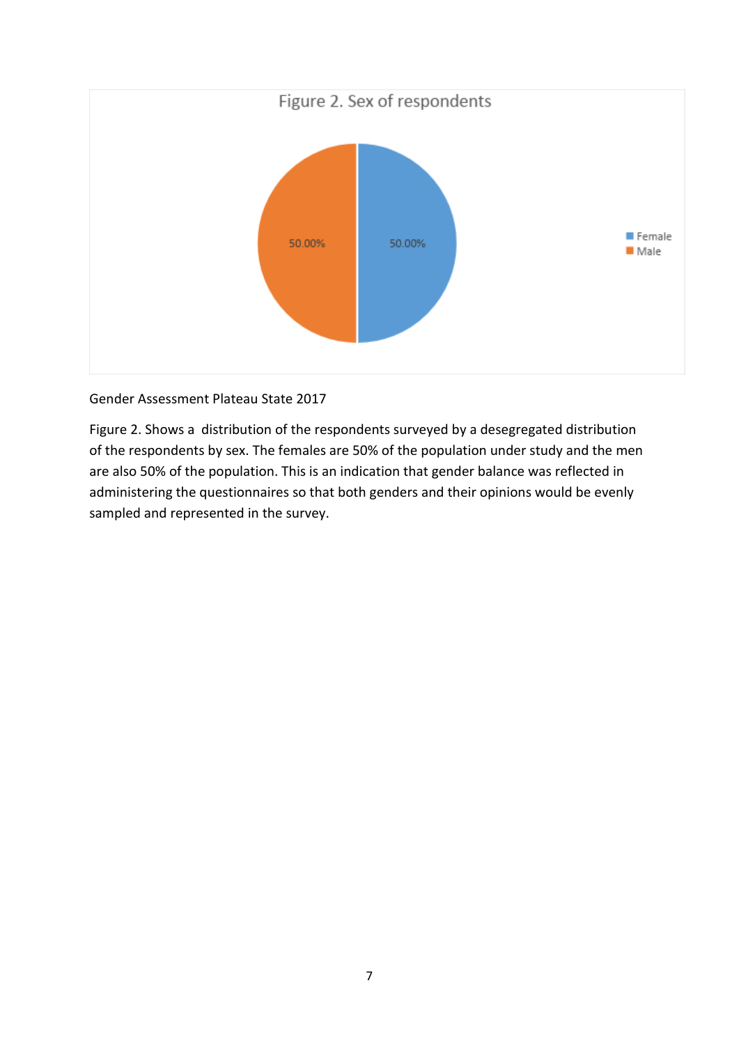Figure 2. Sex of respondents

| Sex | Percentage |
| --- | --- |
| Female | 50.00% |
| Male | 50.00% |

Gender Assessment Plateau State 2017

Figure 2. Shows a  distribution of the respondents surveyed by a desegregated distribution of the respondents by sex. The females are 50% of the population under study and the men are also 50% of the population. This is an indication that gender balance was reflected in administering the questionnaires so that both genders and their opinions would be evenly sampled and represented in the survey.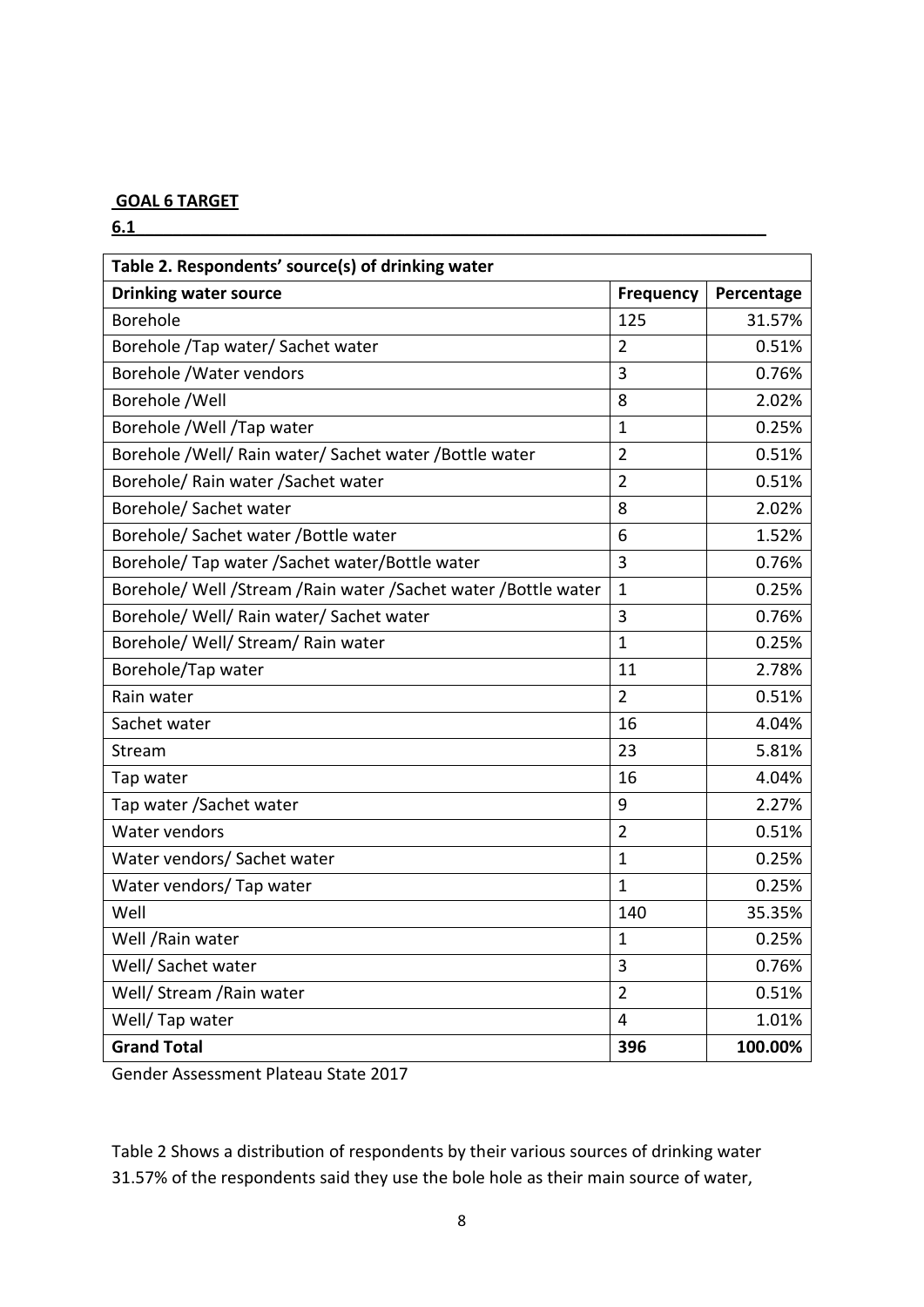**GOAL 6 TARGET**

**6.1**

| Table 2. Respondents' source(s) of drinking water | | |
|---|---|---|
| **Drinking water source** | **Frequency** | **Percentage** |
| Borehole | 125 | 31.57% |
| Borehole /Tap water/ Sachet water | 2 | 0.51% |
| Borehole /Water vendors | 3 | 0.76% |
| Borehole /Well | 8 | 2.02% |
| Borehole /Well /Tap water | 1 | 0.25% |
| Borehole /Well/ Rain water/ Sachet water /Bottle water | 2 | 0.51% |
| Borehole/ Rain water /Sachet water | 2 | 0.51% |
| Borehole/ Sachet water | 8 | 2.02% |
| Borehole/ Sachet water /Bottle water | 6 | 1.52% |
| Borehole/ Tap water /Sachet water/Bottle water | 3 | 0.76% |
| Borehole/ Well /Stream /Rain water /Sachet water /Bottle water | 1 | 0.25% |
| Borehole/ Well/ Rain water/ Sachet water | 3 | 0.76% |
| Borehole/ Well/ Stream/ Rain water | 1 | 0.25% |
| Borehole/Tap water | 11 | 2.78% |
| Rain water | 2 | 0.51% |
| Sachet water | 16 | 4.04% |
| Stream | 23 | 5.81% |
| Tap water | 16 | 4.04% |
| Tap water /Sachet water | 9 | 2.27% |
| Water vendors | 2 | 0.51% |
| Water vendors/ Sachet water | 1 | 0.25% |
| Water vendors/ Tap water | 1 | 0.25% |
| Well | 140 | 35.35% |
| Well /Rain water | 1 | 0.25% |
| Well/ Sachet water | 3 | 0.76% |
| Well/ Stream /Rain water | 2 | 0.51% |
| Well/ Tap water | 4 | 1.01% |
| **Grand Total** | **396** | **100.00%** |

Gender Assessment Plateau State 2017

Table 2 Shows a distribution of respondents by their various sources of drinking water 31.57% of the respondents said they use the bole hole as their main source of water,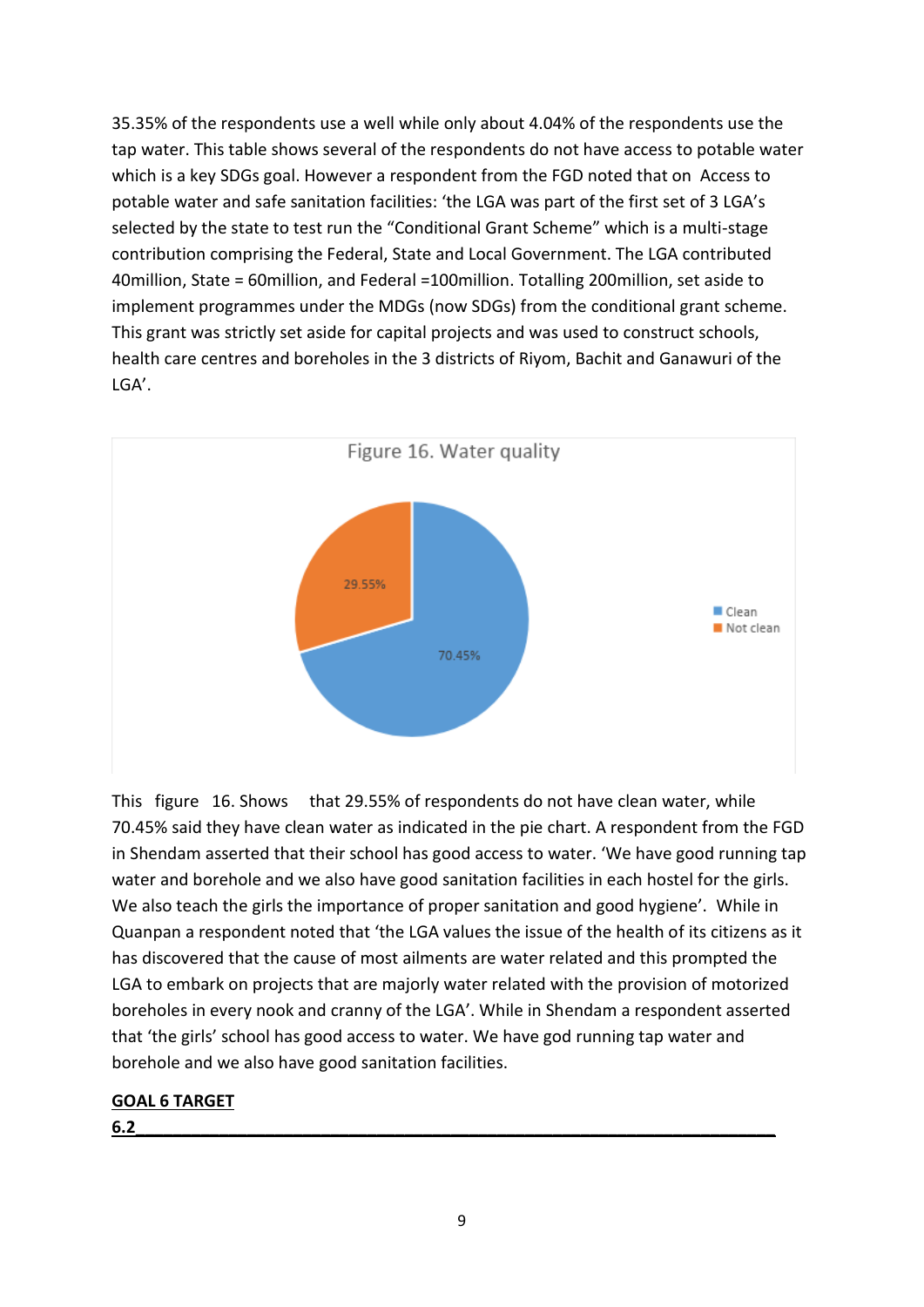35.35% of the respondents use a well while only about 4.04% of the respondents use the tap water. This table shows several of the respondents do not have access to potable water which is a key SDGs goal. However a respondent from the FGD noted that on Access to potable water and safe sanitation facilities: 'the LGA was part of the first set of 3 LGA's selected by the state to test run the "Conditional Grant Scheme" which is a multi-stage contribution comprising the Federal, State and Local Government. The LGA contributed 40million, State = 60million, and Federal =100million. Totalling 200million, set aside to implement programmes under the MDGs (now SDGs) from the conditional grant scheme. This grant was strictly set aside for capital projects and was used to construct schools, health care centres and boreholes in the 3 districts of Riyom, Bachit and Ganawuri of the LGA'.

Figure 16. Water quality

This figure 16. Shows that 29.55% of respondents do not have clean water, while 70.45% said they have clean water as indicated in the pie chart. A respondent from the FGD in Shendam asserted that their school has good access to water. 'We have good running tap water and borehole and we also have good sanitation facilities in each hostel for the girls. We also teach the girls the importance of proper sanitation and good hygiene'. While in Quanpan a respondent noted that 'the LGA values the issue of the health of its citizens as it has discovered that the cause of most ailments are water related and this prompted the LGA to embark on projects that are majorly water related with the provision of motorized boreholes in every nook and cranny of the LGA'. While in Shendam a respondent asserted that 'the girls' school has good access to water. We have god running tap water and borehole and we also have good sanitation facilities.

**GOAL 6 TARGET**

**6.2**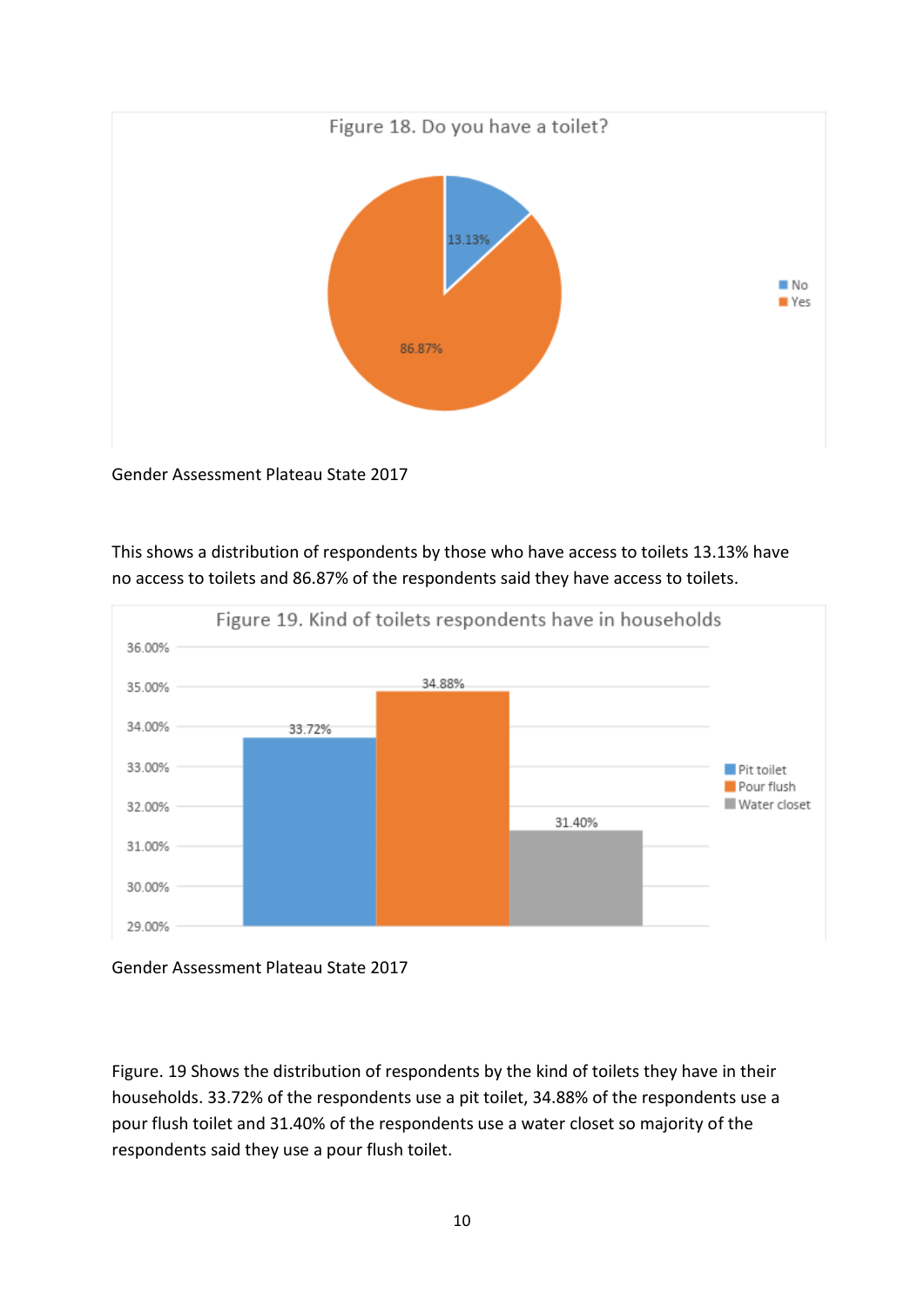Figure 18. Do you have a toilet?

| Response | Percentage |
|---|---|
| No | 13.13% |
| Yes | 86.87% |

Gender Assessment Plateau State 2017

This shows a distribution of respondents by those who have access to toilets 13.13% have no access to toilets and 86.87% of the respondents said they have access to toilets.

Figure 19. Kind of toilets respondents have in households

| Kind of toilet | Percentage |
|---|---|
| Pit toilet | 33.72% |
| Pour flush | 34.88% |
| Water closet | 31.40% |

Gender Assessment Plateau State 2017

Figure. 19 Shows the distribution of respondents by the kind of toilets they have in their households. 33.72% of the respondents use a pit toilet, 34.88% of the respondents use a pour flush toilet and 31.40% of the respondents use a water closet so majority of the respondents said they use a pour flush toilet.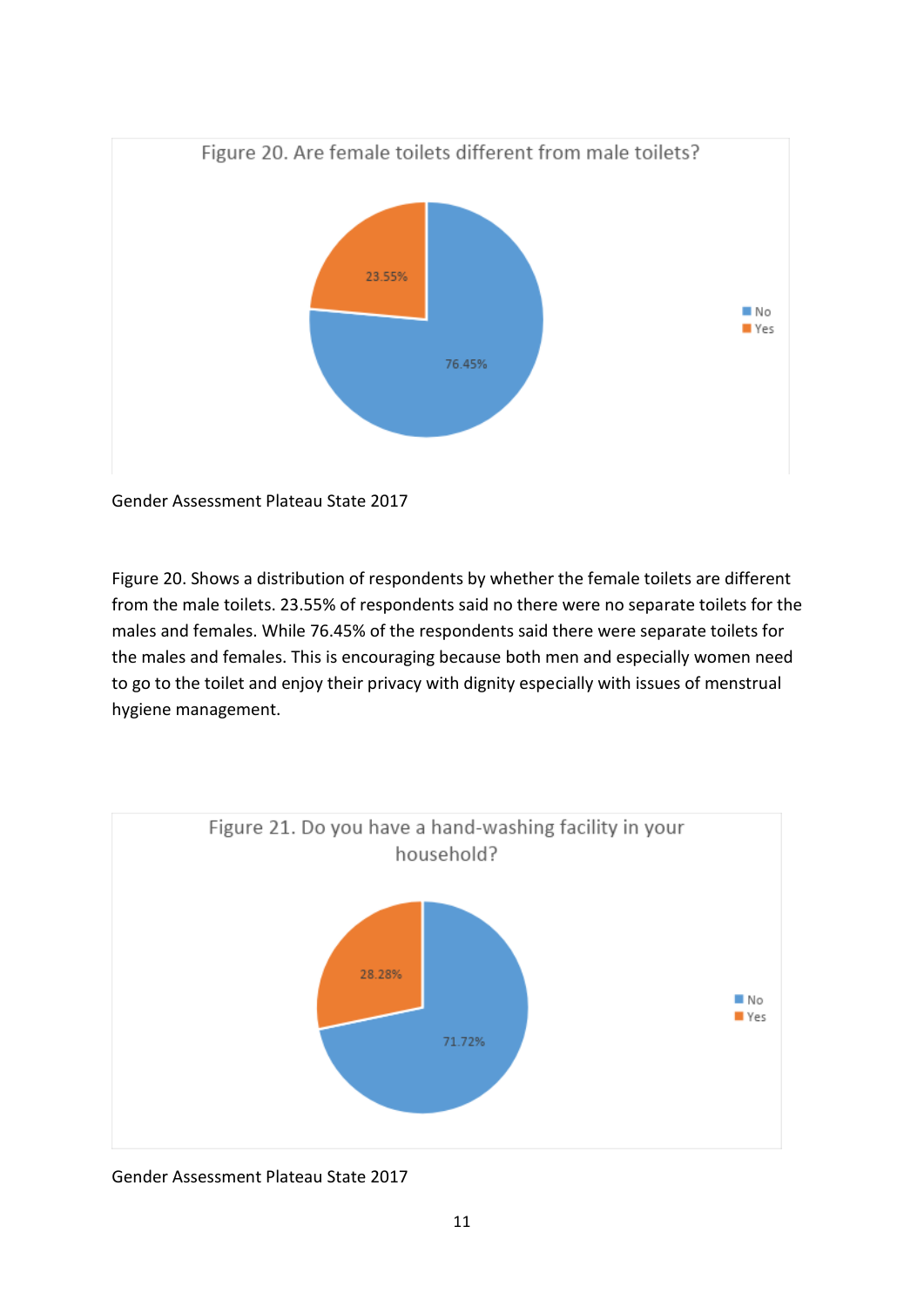Figure 20. Are female toilets different from male toilets?

| Response | Percentage |
|---|---|
| No | 76.45% |
| Yes | 23.55% |

Gender Assessment Plateau State 2017

Figure 20. Shows a distribution of respondents by whether the female toilets are different from the male toilets. 23.55% of respondents said no there were no separate toilets for the males and females. While 76.45% of the respondents said there were separate toilets for the males and females. This is encouraging because both men and especially women need to go to the toilet and enjoy their privacy with dignity especially with issues of menstrual hygiene management.

Figure 21. Do you have a hand-washing facility in your household?

| Response | Percentage |
|---|---|
| No | 71.72% |
| Yes | 28.28% |

Gender Assessment Plateau State 2017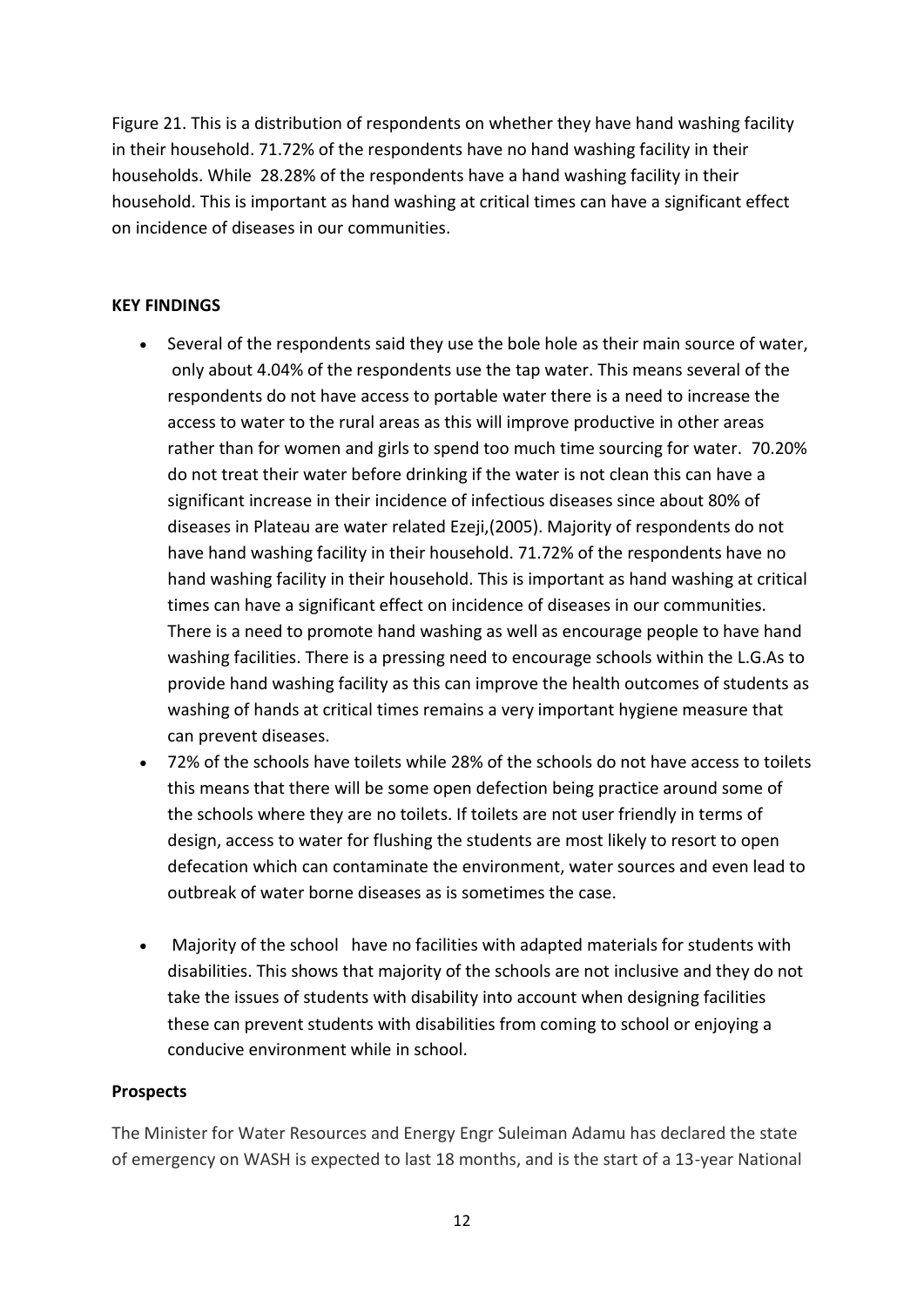Figure 21. This is a distribution of respondents on whether they have hand washing facility in their household. 71.72% of the respondents have no hand washing facility in their households. While 28.28% of the respondents have a hand washing facility in their household. This is important as hand washing at critical times can have a significant effect on incidence of diseases in our communities.

**KEY FINDINGS**

- Several of the respondents said they use the bole hole as their main source of water, only about 4.04% of the respondents use the tap water. This means several of the respondents do not have access to portable water there is a need to increase the access to water to the rural areas as this will improve productive in other areas rather than for women and girls to spend too much time sourcing for water. 70.20% do not treat their water before drinking if the water is not clean this can have a significant increase in their incidence of infectious diseases since about 80% of diseases in Plateau are water related Ezeji,(2005). Majority of respondents do not have hand washing facility in their household. 71.72% of the respondents have no hand washing facility in their household. This is important as hand washing at critical times can have a significant effect on incidence of diseases in our communities. There is a need to promote hand washing as well as encourage people to have hand washing facilities. There is a pressing need to encourage schools within the L.G.As to provide hand washing facility as this can improve the health outcomes of students as washing of hands at critical times remains a very important hygiene measure that can prevent diseases.
- 72% of the schools have toilets while 28% of the schools do not have access to toilets this means that there will be some open defection being practice around some of the schools where they are no toilets. If toilets are not user friendly in terms of design, access to water for flushing the students are most likely to resort to open defecation which can contaminate the environment, water sources and even lead to outbreak of water borne diseases as is sometimes the case.
- Majority of the school have no facilities with adapted materials for students with disabilities. This shows that majority of the schools are not inclusive and they do not take the issues of students with disability into account when designing facilities these can prevent students with disabilities from coming to school or enjoying a conducive environment while in school.

**Prospects**

The Minister for Water Resources and Energy Engr Suleiman Adamu has declared the state of emergency on WASH is expected to last 18 months, and is the start of a 13-year National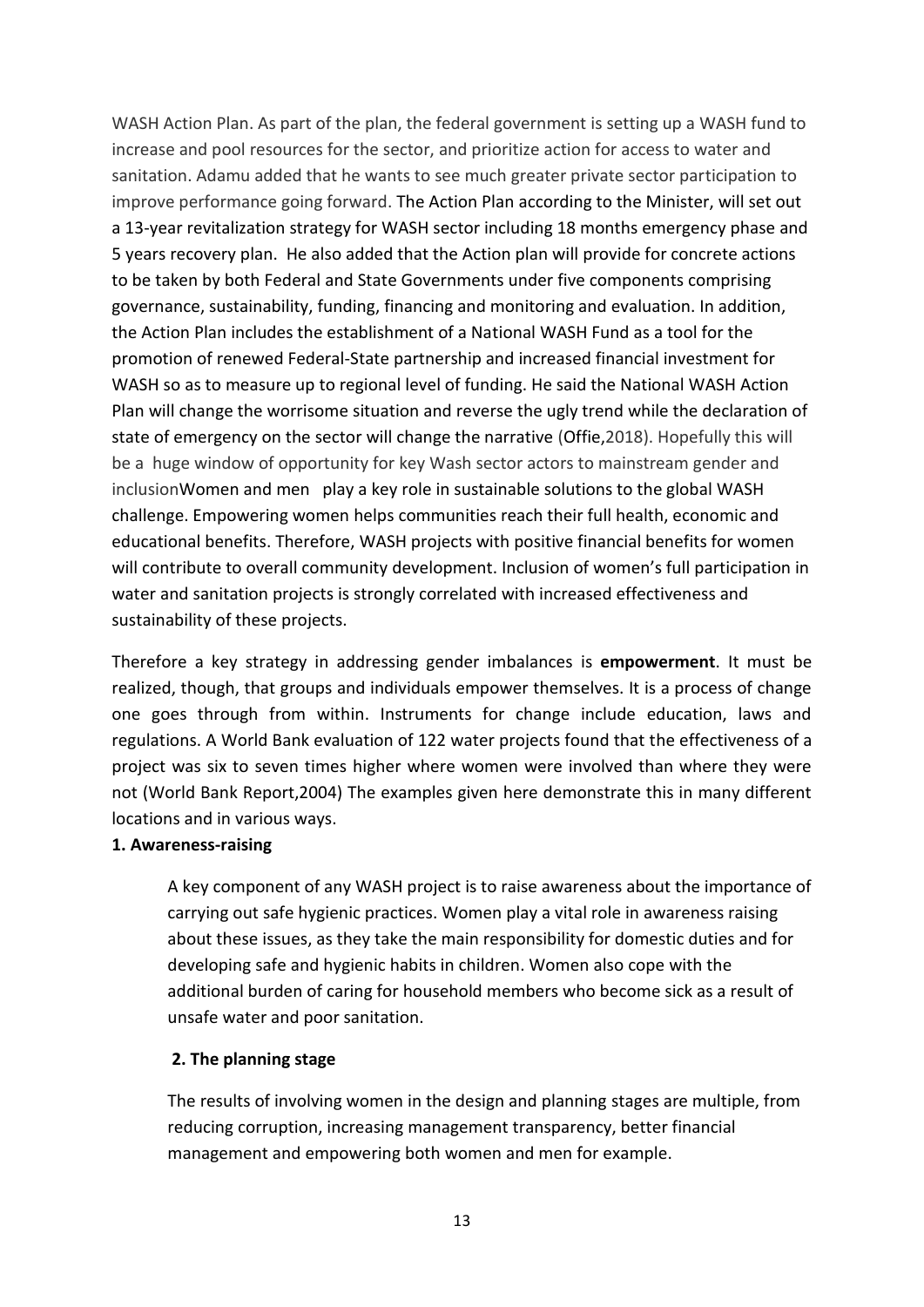WASH Action Plan. As part of the plan, the federal government is setting up a WASH fund to increase and pool resources for the sector, and prioritize action for access to water and sanitation. Adamu added that he wants to see much greater private sector participation to improve performance going forward. The Action Plan according to the Minister, will set out a 13-year revitalization strategy for WASH sector including 18 months emergency phase and 5 years recovery plan. He also added that the Action plan will provide for concrete actions to be taken by both Federal and State Governments under five components comprising governance, sustainability, funding, financing and monitoring and evaluation. In addition, the Action Plan includes the establishment of a National WASH Fund as a tool for the promotion of renewed Federal-State partnership and increased financial investment for WASH so as to measure up to regional level of funding. He said the National WASH Action Plan will change the worrisome situation and reverse the ugly trend while the declaration of state of emergency on the sector will change the narrative (Offie,2018). Hopefully this will be a huge window of opportunity for key Wash sector actors to mainstream gender and inclusionWomen and men play a key role in sustainable solutions to the global WASH challenge. Empowering women helps communities reach their full health, economic and educational benefits. Therefore, WASH projects with positive financial benefits for women will contribute to overall community development. Inclusion of women's full participation in water and sanitation projects is strongly correlated with increased effectiveness and sustainability of these projects.

Therefore a key strategy in addressing gender imbalances is **empowerment**. It must be realized, though, that groups and individuals empower themselves. It is a process of change one goes through from within. Instruments for change include education, laws and regulations. A World Bank evaluation of 122 water projects found that the effectiveness of a project was six to seven times higher where women were involved than where they were not (World Bank Report,2004) The examples given here demonstrate this in many different locations and in various ways.

**1. Awareness-raising**

A key component of any WASH project is to raise awareness about the importance of carrying out safe hygienic practices. Women play a vital role in awareness raising about these issues, as they take the main responsibility for domestic duties and for developing safe and hygienic habits in children. Women also cope with the additional burden of caring for household members who become sick as a result of unsafe water and poor sanitation.

**2. The planning stage**

The results of involving women in the design and planning stages are multiple, from reducing corruption, increasing management transparency, better financial management and empowering both women and men for example.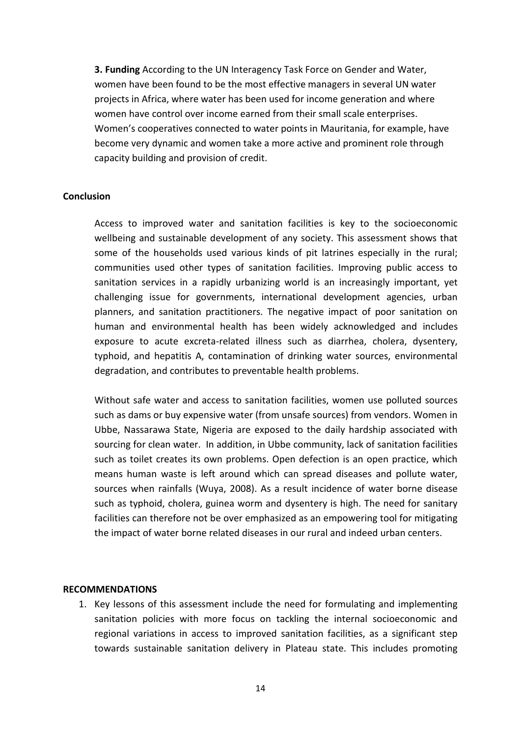**3. Funding** According to the UN Interagency Task Force on Gender and Water, women have been found to be the most effective managers in several UN water projects in Africa, where water has been used for income generation and where women have control over income earned from their small scale enterprises. Women's cooperatives connected to water points in Mauritania, for example, have become very dynamic and women take a more active and prominent role through capacity building and provision of credit.

**Conclusion**

Access to improved water and sanitation facilities is key to the socioeconomic wellbeing and sustainable development of any society. This assessment shows that some of the households used various kinds of pit latrines especially in the rural; communities used other types of sanitation facilities. Improving public access to sanitation services in a rapidly urbanizing world is an increasingly important, yet challenging issue for governments, international development agencies, urban planners, and sanitation practitioners. The negative impact of poor sanitation on human and environmental health has been widely acknowledged and includes exposure to acute excreta-related illness such as diarrhea, cholera, dysentery, typhoid, and hepatitis A, contamination of drinking water sources, environmental degradation, and contributes to preventable health problems.

Without safe water and access to sanitation facilities, women use polluted sources such as dams or buy expensive water (from unsafe sources) from vendors. Women in Ubbe, Nassarawa State, Nigeria are exposed to the daily hardship associated with sourcing for clean water. In addition, in Ubbe community, lack of sanitation facilities such as toilet creates its own problems. Open defection is an open practice, which means human waste is left around which can spread diseases and pollute water, sources when rainfalls (Wuya, 2008). As a result incidence of water borne disease such as typhoid, cholera, guinea worm and dysentery is high. The need for sanitary facilities can therefore not be over emphasized as an empowering tool for mitigating the impact of water borne related diseases in our rural and indeed urban centers.

**RECOMMENDATIONS**

1. Key lessons of this assessment include the need for formulating and implementing sanitation policies with more focus on tackling the internal socioeconomic and regional variations in access to improved sanitation facilities, as a significant step towards sustainable sanitation delivery in Plateau state. This includes promoting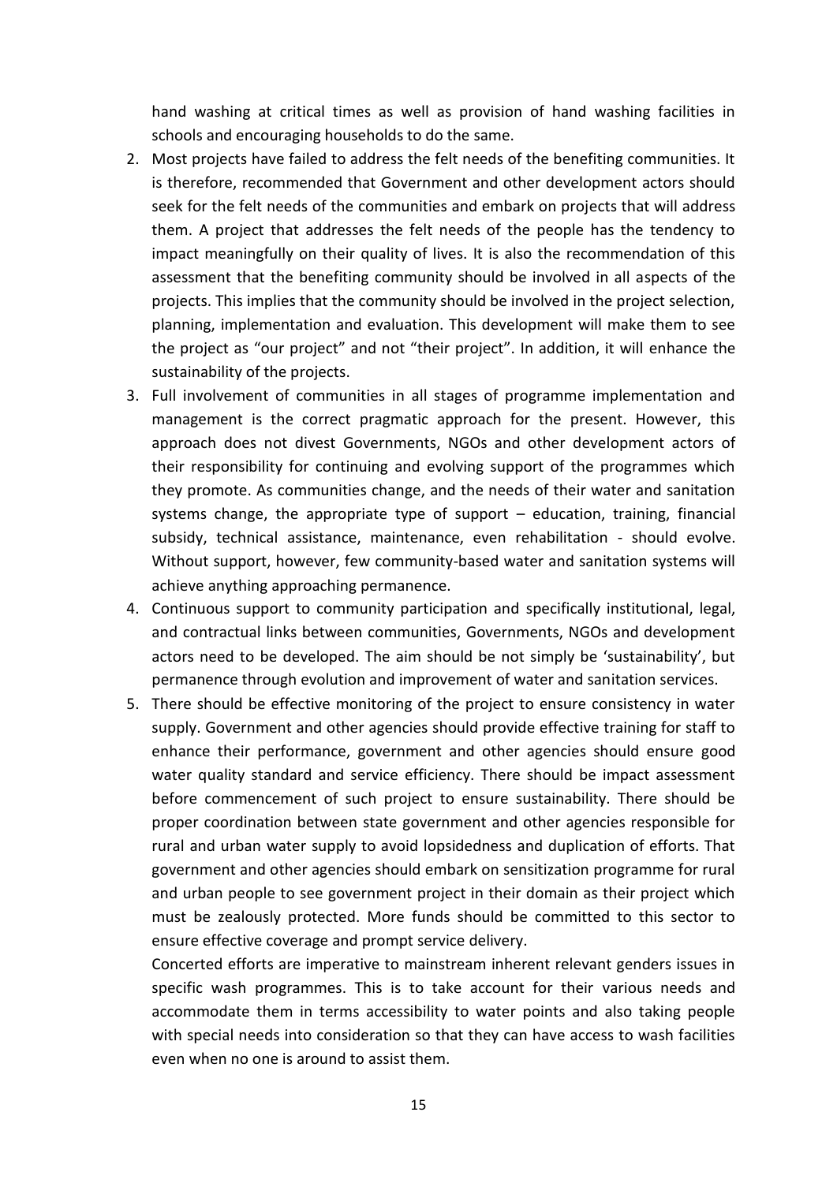hand washing at critical times as well as provision of hand washing facilities in schools and encouraging households to do the same.

2. Most projects have failed to address the felt needs of the benefiting communities. It is therefore, recommended that Government and other development actors should seek for the felt needs of the communities and embark on projects that will address them. A project that addresses the felt needs of the people has the tendency to impact meaningfully on their quality of lives. It is also the recommendation of this assessment that the benefiting community should be involved in all aspects of the projects. This implies that the community should be involved in the project selection, planning, implementation and evaluation. This development will make them to see the project as "our project" and not "their project". In addition, it will enhance the sustainability of the projects.
3. Full involvement of communities in all stages of programme implementation and management is the correct pragmatic approach for the present. However, this approach does not divest Governments, NGOs and other development actors of their responsibility for continuing and evolving support of the programmes which they promote. As communities change, and the needs of their water and sanitation systems change, the appropriate type of support – education, training, financial subsidy, technical assistance, maintenance, even rehabilitation - should evolve. Without support, however, few community-based water and sanitation systems will achieve anything approaching permanence.
4. Continuous support to community participation and specifically institutional, legal, and contractual links between communities, Governments, NGOs and development actors need to be developed. The aim should be not simply be 'sustainability', but permanence through evolution and improvement of water and sanitation services.
5. There should be effective monitoring of the project to ensure consistency in water supply. Government and other agencies should provide effective training for staff to enhance their performance, government and other agencies should ensure good water quality standard and service efficiency. There should be impact assessment before commencement of such project to ensure sustainability. There should be proper coordination between state government and other agencies responsible for rural and urban water supply to avoid lopsidedness and duplication of efforts. That government and other agencies should embark on sensitization programme for rural and urban people to see government project in their domain as their project which must be zealously protected. More funds should be committed to this sector to ensure effective coverage and prompt service delivery.

   Concerted efforts are imperative to mainstream inherent relevant genders issues in specific wash programmes. This is to take account for their various needs and accommodate them in terms accessibility to water points and also taking people with special needs into consideration so that they can have access to wash facilities even when no one is around to assist them.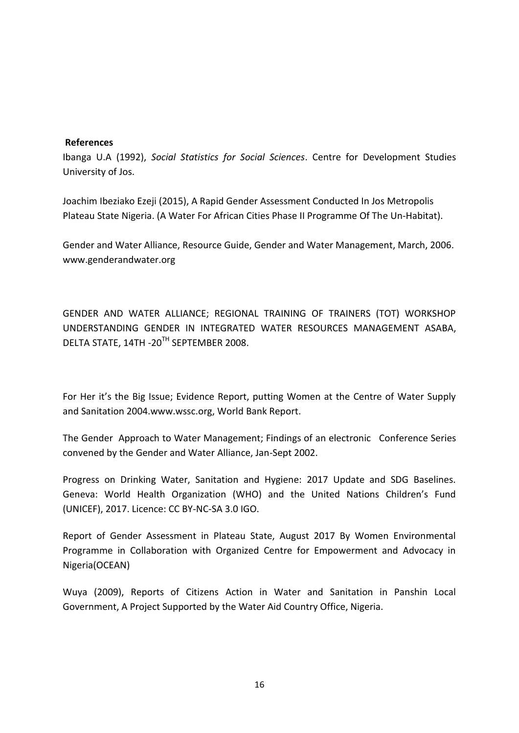**References**

Ibanga U.A (1992), *Social Statistics for Social Sciences*. Centre for Development Studies University of Jos.

Joachim Ibeziako Ezeji (2015), A Rapid Gender Assessment Conducted In Jos Metropolis Plateau State Nigeria. (A Water For African Cities Phase II Programme Of The Un-Habitat).

Gender and Water Alliance, Resource Guide, Gender and Water Management, March, 2006. www.genderandwater.org

GENDER AND WATER ALLIANCE; REGIONAL TRAINING OF TRAINERS (TOT) WORKSHOP UNDERSTANDING GENDER IN INTEGRATED WATER RESOURCES MANAGEMENT ASABA, DELTA STATE, 14TH -20TH SEPTEMBER 2008.

For Her it's the Big Issue; Evidence Report, putting Women at the Centre of Water Supply and Sanitation 2004.www.wssc.org, World Bank Report.

The Gender Approach to Water Management; Findings of an electronic Conference Series convened by the Gender and Water Alliance, Jan-Sept 2002.

Progress on Drinking Water, Sanitation and Hygiene: 2017 Update and SDG Baselines. Geneva: World Health Organization (WHO) and the United Nations Children's Fund (UNICEF), 2017. Licence: CC BY-NC-SA 3.0 IGO.

Report of Gender Assessment in Plateau State, August 2017 By Women Environmental Programme in Collaboration with Organized Centre for Empowerment and Advocacy in Nigeria(OCEAN)

Wuya (2009), Reports of Citizens Action in Water and Sanitation in Panshin Local Government, A Project Supported by the Water Aid Country Office, Nigeria.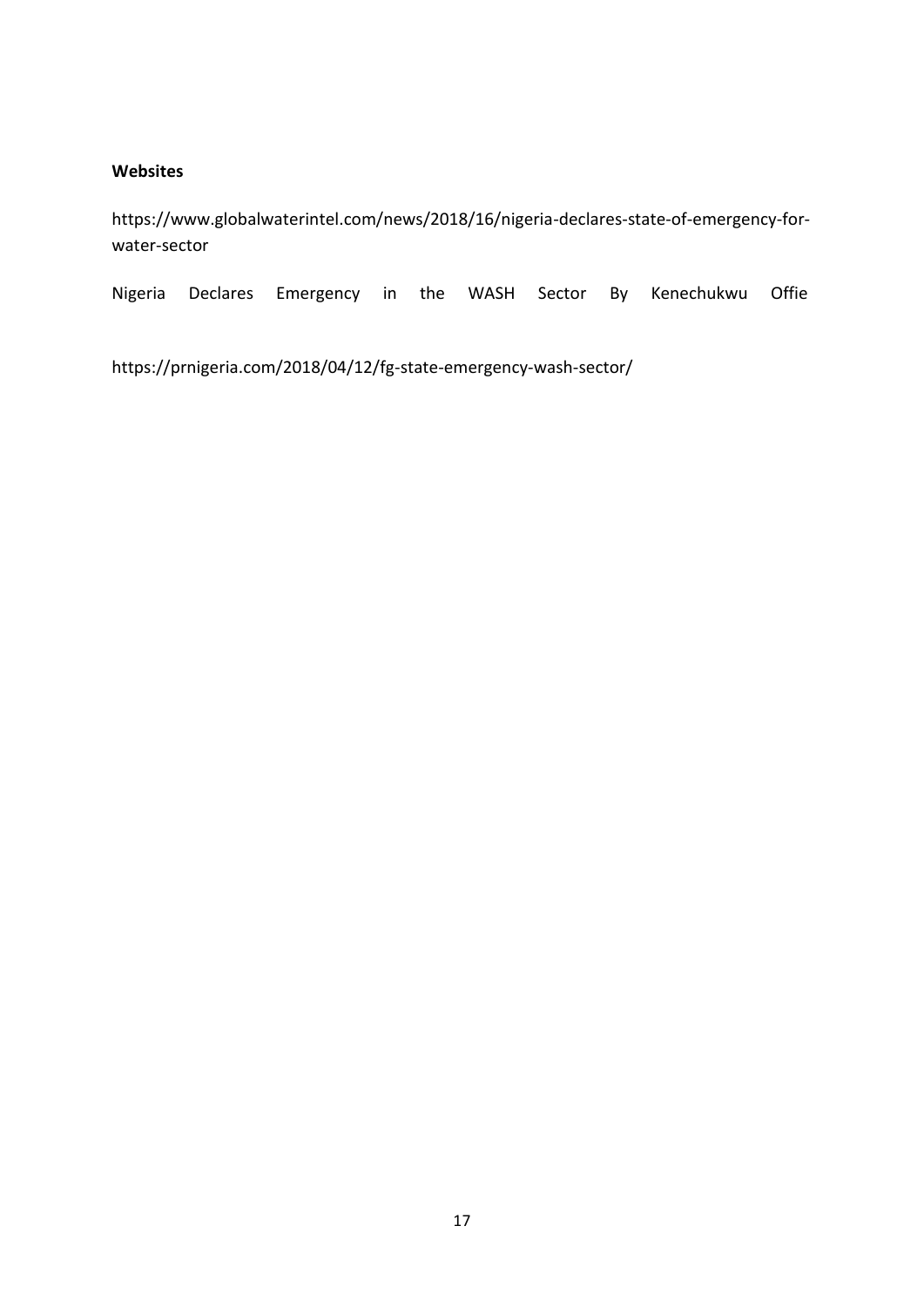**Websites**

https://www.globalwaterintel.com/news/2018/16/nigeria-declares-state-of-emergency-for-water-sector

Nigeria Declares Emergency in the WASH Sector By Kenechukwu Offie

https://prnigeria.com/2018/04/12/fg-state-emergency-wash-sector/